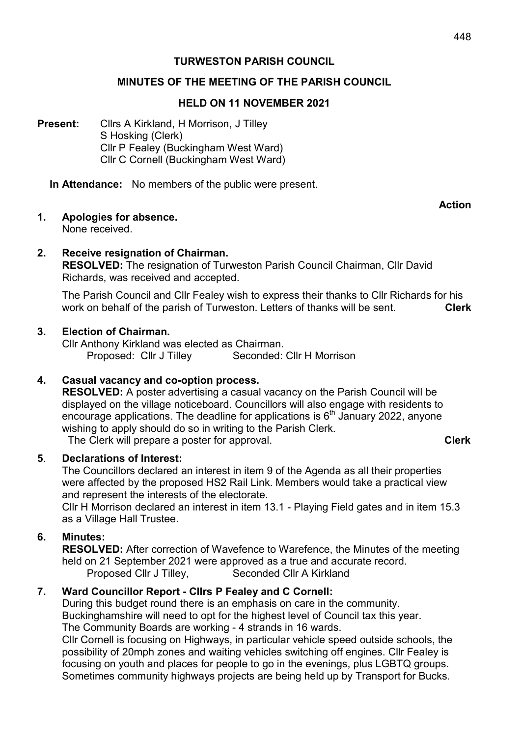# TURWESTON PARISH COUNCIL

## MINUTES OF THE MEETING OF THE PARISH COUNCIL

### HELD ON 11 NOVEMBER 2021

**Present:** Cllrs A Kirkland, H Morrison, J Tilley
S Hosking (Clerk)
Cllr P Fealey (Buckingham West Ward)
Cllr C Cornell (Buckingham West Ward)

**In Attendance:** No members of the public were present.

**Action**

**1. Apologies for absence.**
None received.

**2. Receive resignation of Chairman.**
**RESOLVED:** The resignation of Turweston Parish Council Chairman, Cllr David Richards, was received and accepted.

The Parish Council and Cllr Fealey wish to express their thanks to Cllr Richards for his work on behalf of the parish of Turweston. Letters of thanks will be sent. **Clerk**

**3. Election of Chairman.**
Cllr Anthony Kirkland was elected as Chairman.
Proposed: Cllr J Tilley Seconded: Cllr H Morrison

**4. Casual vacancy and co-option process.**
**RESOLVED:** A poster advertising a casual vacancy on the Parish Council will be displayed on the village noticeboard. Councillors will also engage with residents to encourage applications. The deadline for applications is 6th January 2022, anyone wishing to apply should do so in writing to the Parish Clerk.
The Clerk will prepare a poster for approval. **Clerk**

**5. Declarations of Interest:**
The Councillors declared an interest in item 9 of the Agenda as all their properties were affected by the proposed HS2 Rail Link. Members would take a practical view and represent the interests of the electorate.
Cllr H Morrison declared an interest in item 13.1 - Playing Field gates and in item 15.3 as a Village Hall Trustee.

**6. Minutes:**
**RESOLVED:** After correction of Wavefence to Warefence, the Minutes of the meeting held on 21 September 2021 were approved as a true and accurate record.
Proposed Cllr J Tilley, Seconded Cllr A Kirkland

**7. Ward Councillor Report - Cllrs P Fealey and C Cornell:**
During this budget round there is an emphasis on care in the community.
Buckinghamshire will need to opt for the highest level of Council tax this year.
The Community Boards are working - 4 strands in 16 wards.
Cllr Cornell is focusing on Highways, in particular vehicle speed outside schools, the possibility of 20mph zones and waiting vehicles switching off engines. Cllr Fealey is focusing on youth and places for people to go in the evenings, plus LGBTQ groups.
Sometimes community highways projects are being held up by Transport for Bucks.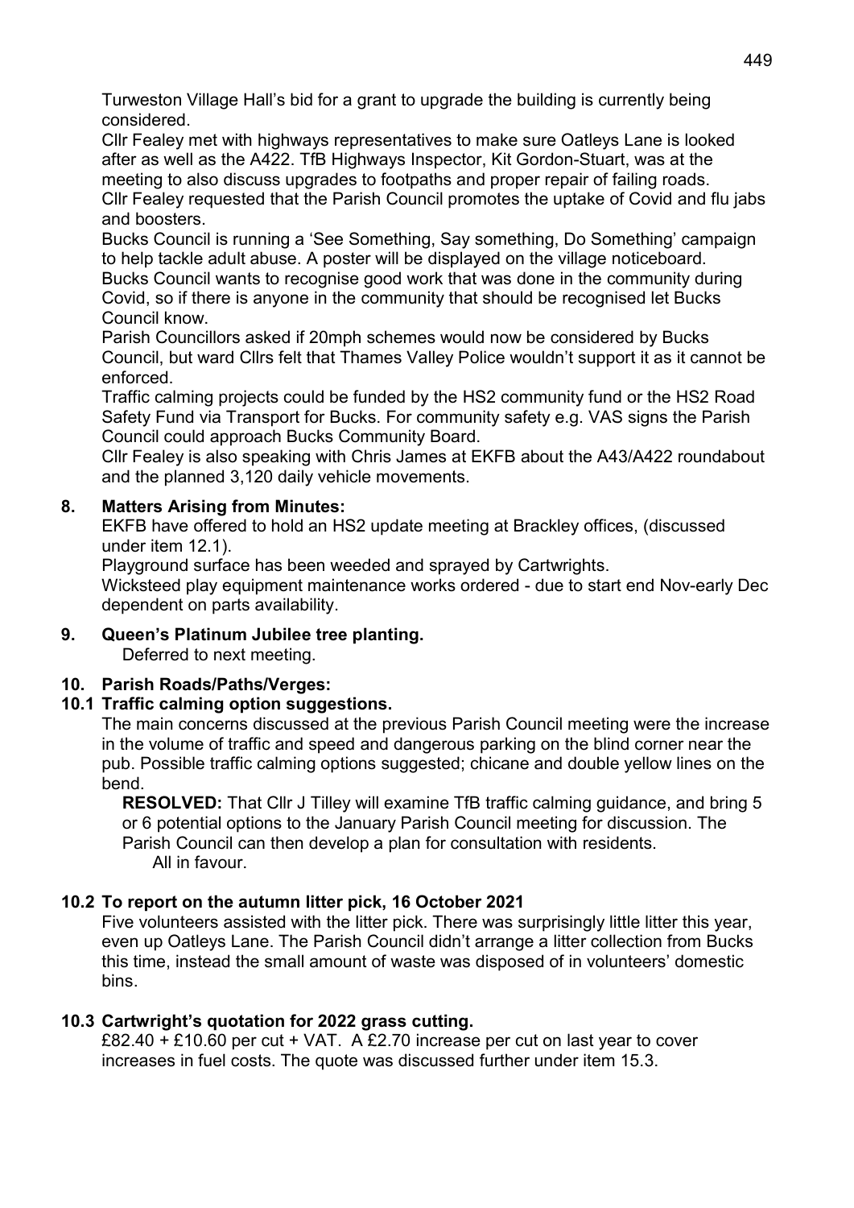Turweston Village Hall's bid for a grant to upgrade the building is currently being considered.

Cllr Fealey met with highways representatives to make sure Oatleys Lane is looked after as well as the A422. TfB Highways Inspector, Kit Gordon-Stuart, was at the meeting to also discuss upgrades to footpaths and proper repair of failing roads.

Cllr Fealey requested that the Parish Council promotes the uptake of Covid and flu jabs and boosters.

Bucks Council is running a 'See Something, Say something, Do Something' campaign to help tackle adult abuse. A poster will be displayed on the village noticeboard.

Bucks Council wants to recognise good work that was done in the community during Covid, so if there is anyone in the community that should be recognised let Bucks Council know.

Parish Councillors asked if 20mph schemes would now be considered by Bucks Council, but ward Cllrs felt that Thames Valley Police wouldn't support it as it cannot be enforced.

Traffic calming projects could be funded by the HS2 community fund or the HS2 Road Safety Fund via Transport for Bucks. For community safety e.g. VAS signs the Parish Council could approach Bucks Community Board.

Cllr Fealey is also speaking with Chris James at EKFB about the A43/A422 roundabout and the planned 3,120 daily vehicle movements.

## 8. Matters Arising from Minutes:

EKFB have offered to hold an HS2 update meeting at Brackley offices, (discussed under item 12.1).

Playground surface has been weeded and sprayed by Cartwrights.

Wicksteed play equipment maintenance works ordered - due to start end Nov-early Dec dependent on parts availability.

## 9. Queen's Platinum Jubilee tree planting.

Deferred to next meeting.

## 10. Parish Roads/Paths/Verges:

### 10.1 Traffic calming option suggestions.

The main concerns discussed at the previous Parish Council meeting were the increase in the volume of traffic and speed and dangerous parking on the blind corner near the pub. Possible traffic calming options suggested; chicane and double yellow lines on the bend.

**RESOLVED:** That Cllr J Tilley will examine TfB traffic calming guidance, and bring 5 or 6 potential options to the January Parish Council meeting for discussion. The Parish Council can then develop a plan for consultation with residents.

All in favour.

### 10.2 To report on the autumn litter pick, 16 October 2021

Five volunteers assisted with the litter pick. There was surprisingly little litter this year, even up Oatleys Lane. The Parish Council didn't arrange a litter collection from Bucks this time, instead the small amount of waste was disposed of in volunteers' domestic bins.

### 10.3 Cartwright's quotation for 2022 grass cutting.

£82.40 + £10.60 per cut + VAT. A £2.70 increase per cut on last year to cover increases in fuel costs. The quote was discussed further under item 15.3.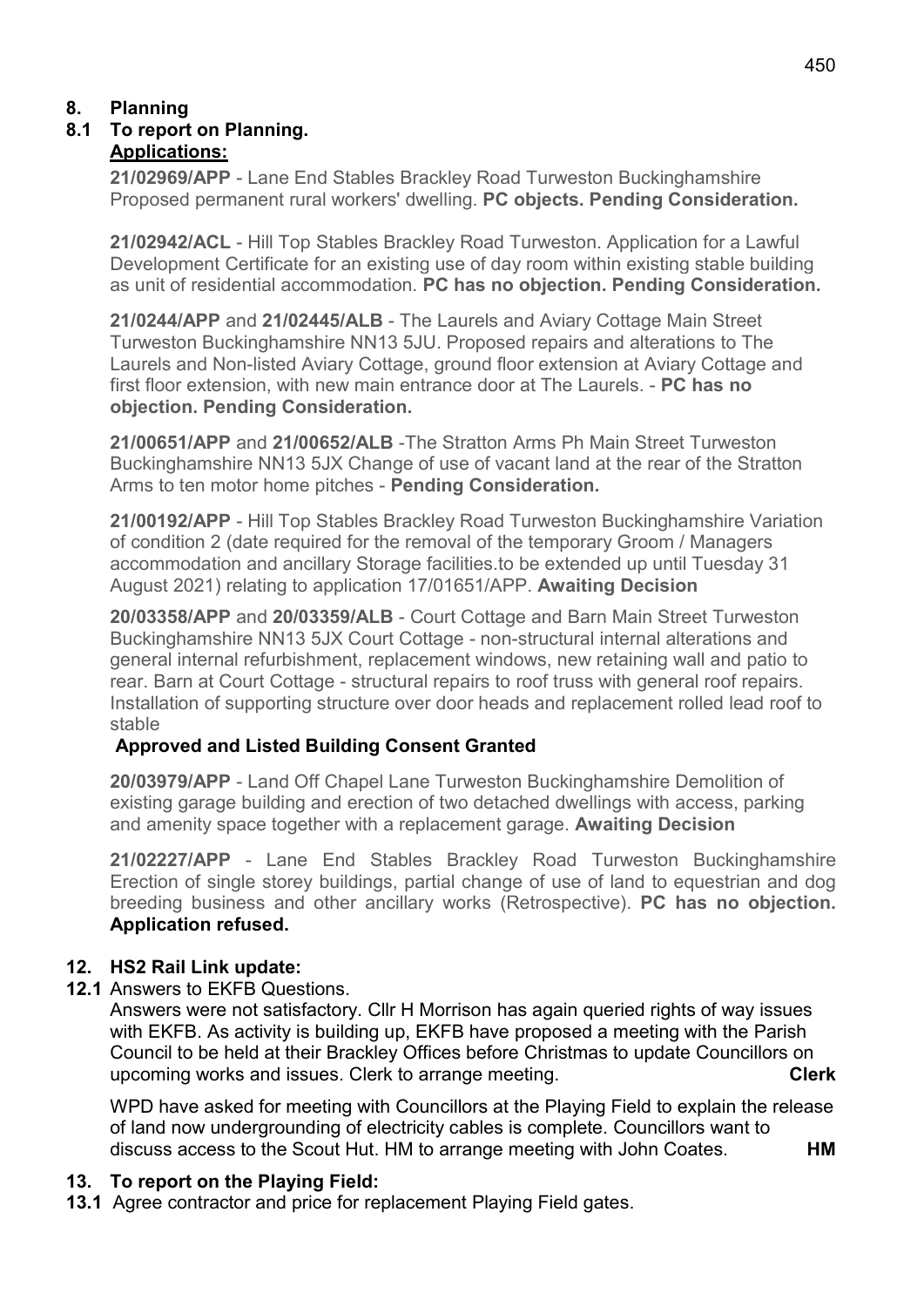## 8. Planning

### 8.1 To report on Planning.

**Applications:**

**21/02969/APP** - Lane End Stables Brackley Road Turweston Buckinghamshire Proposed permanent rural workers' dwelling. **PC objects. Pending Consideration.**

**21/02942/ACL** - Hill Top Stables Brackley Road Turweston. Application for a Lawful Development Certificate for an existing use of day room within existing stable building as unit of residential accommodation. **PC has no objection. Pending Consideration.**

**21/0244/APP** and **21/02445/ALB** - The Laurels and Aviary Cottage Main Street Turweston Buckinghamshire NN13 5JU. Proposed repairs and alterations to The Laurels and Non-listed Aviary Cottage, ground floor extension at Aviary Cottage and first floor extension, with new main entrance door at The Laurels. - **PC has no objection. Pending Consideration.**

**21/00651/APP** and **21/00652/ALB** -The Stratton Arms Ph Main Street Turweston Buckinghamshire NN13 5JX Change of use of vacant land at the rear of the Stratton Arms to ten motor home pitches - **Pending Consideration.**

**21/00192/APP** - Hill Top Stables Brackley Road Turweston Buckinghamshire Variation of condition 2 (date required for the removal of the temporary Groom / Managers accommodation and ancillary Storage facilities.to be extended up until Tuesday 31 August 2021) relating to application 17/01651/APP. **Awaiting Decision**

**20/03358/APP** and **20/03359/ALB** - Court Cottage and Barn Main Street Turweston Buckinghamshire NN13 5JX Court Cottage - non-structural internal alterations and general internal refurbishment, replacement windows, new retaining wall and patio to rear. Barn at Court Cottage - structural repairs to roof truss with general roof repairs. Installation of supporting structure over door heads and replacement rolled lead roof to stable

**Approved and Listed Building Consent Granted**

**20/03979/APP** - Land Off Chapel Lane Turweston Buckinghamshire Demolition of existing garage building and erection of two detached dwellings with access, parking and amenity space together with a replacement garage. **Awaiting Decision**

**21/02227/APP** - Lane End Stables Brackley Road Turweston Buckinghamshire Erection of single storey buildings, partial change of use of land to equestrian and dog breeding business and other ancillary works (Retrospective). **PC has no objection. Application refused.**

## 12. HS2 Rail Link update:

**12.1** Answers to EKFB Questions.

Answers were not satisfactory. Cllr H Morrison has again queried rights of way issues with EKFB. As activity is building up, EKFB have proposed a meeting with the Parish Council to be held at their Brackley Offices before Christmas to update Councillors on upcoming works and issues. Clerk to arrange meeting. **Clerk**

WPD have asked for meeting with Councillors at the Playing Field to explain the release of land now undergrounding of electricity cables is complete. Councillors want to discuss access to the Scout Hut. HM to arrange meeting with John Coates. **HM**

## 13. To report on the Playing Field:

**13.1** Agree contractor and price for replacement Playing Field gates.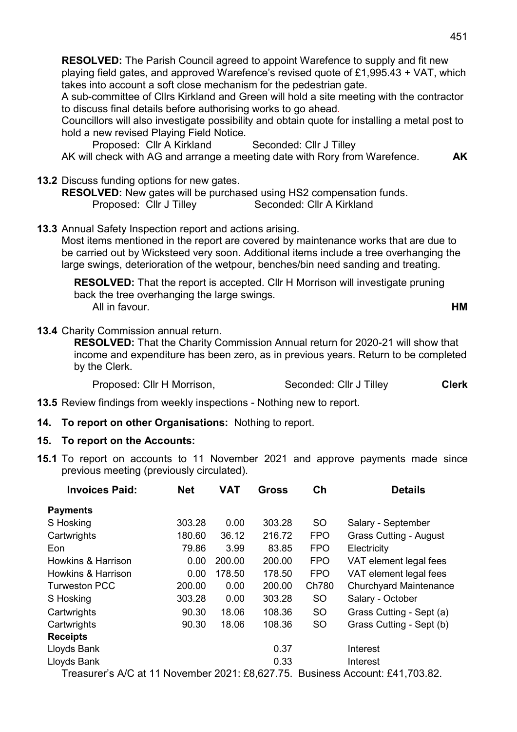**RESOLVED:** The Parish Council agreed to appoint Warefence to supply and fit new playing field gates, and approved Warefence's revised quote of £1,995.43 + VAT, which takes into account a soft close mechanism for the pedestrian gate.
A sub-committee of Cllrs Kirkland and Green will hold a site meeting with the contractor to discuss final details before authorising works to go ahead.
Councillors will also investigate possibility and obtain quote for installing a metal post to hold a new revised Playing Field Notice.

Proposed: Cllr A Kirkland Seconded: Cllr J Tilley

AK will check with AG and arrange a meeting date with Rory from Warefence. **AK**

**13.2** Discuss funding options for new gates.

**RESOLVED:** New gates will be purchased using HS2 compensation funds.

Proposed: Cllr J Tilley Seconded: Cllr A Kirkland

**13.3** Annual Safety Inspection report and actions arising.

Most items mentioned in the report are covered by maintenance works that are due to be carried out by Wicksteed very soon. Additional items include a tree overhanging the large swings, deterioration of the wetpour, benches/bin need sanding and treating.

**RESOLVED:** That the report is accepted. Cllr H Morrison will investigate pruning back the tree overhanging the large swings.

All in favour. **HM**

**13.4** Charity Commission annual return.

**RESOLVED:** That the Charity Commission Annual return for 2020-21 will show that income and expenditure has been zero, as in previous years. Return to be completed by the Clerk.

Proposed: Cllr H Morrison, Seconded: Cllr J Tilley **Clerk**

**13.5** Review findings from weekly inspections - Nothing new to report.

**14. To report on other Organisations:** Nothing to report.

**15. To report on the Accounts:**

**15.1** To report on accounts to 11 November 2021 and approve payments made since previous meeting (previously circulated).

| Invoices Paid: | Net | VAT | Gross | Ch | Details |
|---|---|---|---|---|---|
| **Payments** | | | | | |
| S Hosking | 303.28 | 0.00 | 303.28 | SO | Salary - September |
| Cartwrights | 180.60 | 36.12 | 216.72 | FPO | Grass Cutting - August |
| Eon | 79.86 | 3.99 | 83.85 | FPO | Electricity |
| Howkins & Harrison | 0.00 | 200.00 | 200.00 | FPO | VAT element legal fees |
| Howkins & Harrison | 0.00 | 178.50 | 178.50 | FPO | VAT element legal fees |
| Turweston PCC | 200.00 | 0.00 | 200.00 | Ch780 | Churchyard Maintenance |
| S Hosking | 303.28 | 0.00 | 303.28 | SO | Salary - October |
| Cartwrights | 90.30 | 18.06 | 108.36 | SO | Grass Cutting - Sept (a) |
| Cartwrights | 90.30 | 18.06 | 108.36 | SO | Grass Cutting - Sept (b) |
| **Receipts** | | | | | |
| Lloyds Bank | | | 0.37 | | Interest |
| Lloyds Bank | | | 0.33 | | Interest |

Treasurer's A/C at 11 November 2021: £8,627.75. Business Account: £41,703.82.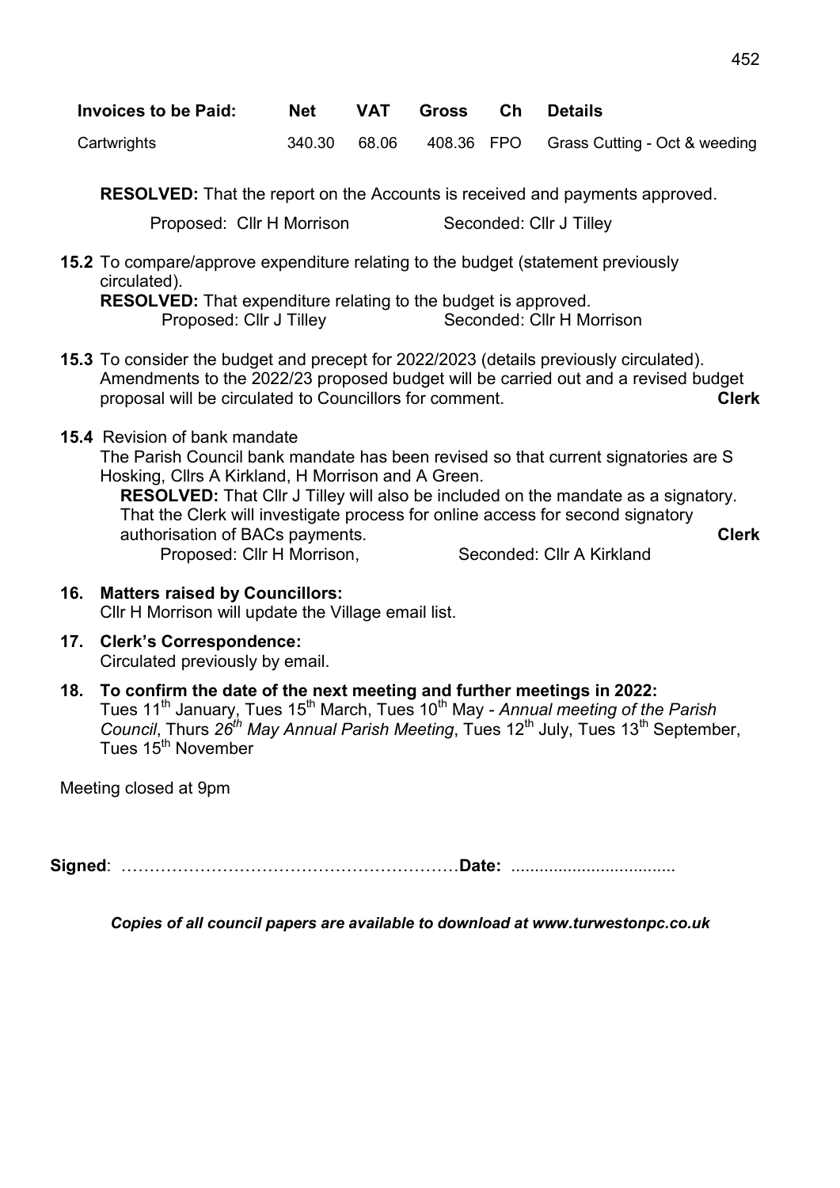| Invoices to be Paid: | Net | VAT | Gross | Ch | Details |
|---|---|---|---|---|---|
| Cartwrights | 340.30 | 68.06 | 408.36 | FPO | Grass Cutting - Oct & weeding |

**RESOLVED:** That the report on the Accounts is received and payments approved.

Proposed: Cllr H Morrison Seconded: Cllr J Tilley

**15.2** To compare/approve expenditure relating to the budget (statement previously circulated).
**RESOLVED:** That expenditure relating to the budget is approved.
Proposed: Cllr J Tilley Seconded: Cllr H Morrison

**15.3** To consider the budget and precept for 2022/2023 (details previously circulated). Amendments to the 2022/23 proposed budget will be carried out and a revised budget proposal will be circulated to Councillors for comment. **Clerk**

**15.4** Revision of bank mandate
The Parish Council bank mandate has been revised so that current signatories are S Hosking, Cllrs A Kirkland, H Morrison and A Green.
**RESOLVED:** That Cllr J Tilley will also be included on the mandate as a signatory. That the Clerk will investigate process for online access for second signatory authorisation of BACs payments. **Clerk**
Proposed: Cllr H Morrison, Seconded: Cllr A Kirkland

**16. Matters raised by Councillors:**
Cllr H Morrison will update the Village email list.

**17. Clerk's Correspondence:**
Circulated previously by email.

**18. To confirm the date of the next meeting and further meetings in 2022:**
Tues 11th January, Tues 15th March, Tues 10th May - *Annual meeting of the Parish Council*, Thurs *26th May Annual Parish Meeting*, Tues 12th July, Tues 13th September, Tues 15th November

Meeting closed at 9pm

**Signed**: ……………………………………………………**Date:** ..................................

***Copies of all council papers are available to download at www.turwestonpc.co.uk***